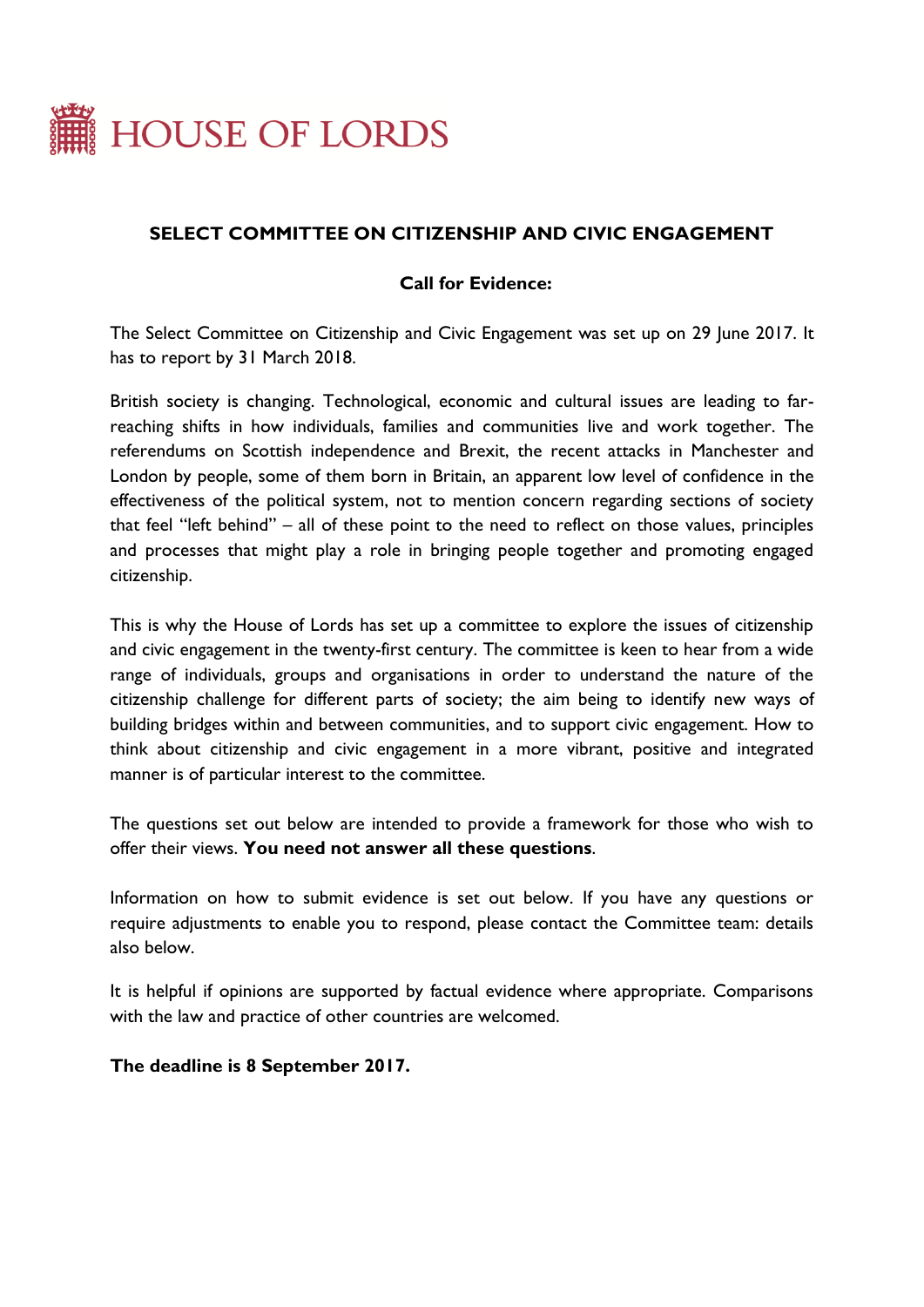# HOUSE OF LORDS

## SELECT COMMITTEE ON CITIZENSHIP AND CIVIC ENGAGEMENT

### Call for Evidence:

The Select Committee on Citizenship and Civic Engagement was set up on 29 June 2017. It has to report by 31 March 2018.

British society is changing. Technological, economic and cultural issues are leading to far-reaching shifts in how individuals, families and communities live and work together. The referendums on Scottish independence and Brexit, the recent attacks in Manchester and London by people, some of them born in Britain, an apparent low level of confidence in the effectiveness of the political system, not to mention concern regarding sections of society that feel "left behind" – all of these point to the need to reflect on those values, principles and processes that might play a role in bringing people together and promoting engaged citizenship.

This is why the House of Lords has set up a committee to explore the issues of citizenship and civic engagement in the twenty-first century. The committee is keen to hear from a wide range of individuals, groups and organisations in order to understand the nature of the citizenship challenge for different parts of society; the aim being to identify new ways of building bridges within and between communities, and to support civic engagement. How to think about citizenship and civic engagement in a more vibrant, positive and integrated manner is of particular interest to the committee.

The questions set out below are intended to provide a framework for those who wish to offer their views. **You need not answer all these questions**.

Information on how to submit evidence is set out below. If you have any questions or require adjustments to enable you to respond, please contact the Committee team: details also below.

It is helpful if opinions are supported by factual evidence where appropriate. Comparisons with the law and practice of other countries are welcomed.

**The deadline is 8 September 2017.**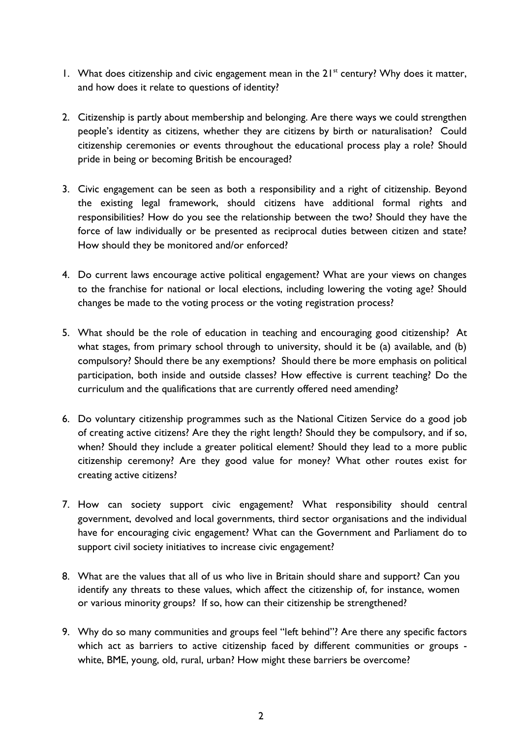1. What does citizenship and civic engagement mean in the 21st century? Why does it matter, and how does it relate to questions of identity?

2. Citizenship is partly about membership and belonging. Are there ways we could strengthen people's identity as citizens, whether they are citizens by birth or naturalisation? Could citizenship ceremonies or events throughout the educational process play a role? Should pride in being or becoming British be encouraged?

3. Civic engagement can be seen as both a responsibility and a right of citizenship. Beyond the existing legal framework, should citizens have additional formal rights and responsibilities? How do you see the relationship between the two? Should they have the force of law individually or be presented as reciprocal duties between citizen and state? How should they be monitored and/or enforced?

4. Do current laws encourage active political engagement? What are your views on changes to the franchise for national or local elections, including lowering the voting age? Should changes be made to the voting process or the voting registration process?

5. What should be the role of education in teaching and encouraging good citizenship? At what stages, from primary school through to university, should it be (a) available, and (b) compulsory? Should there be any exemptions? Should there be more emphasis on political participation, both inside and outside classes? How effective is current teaching? Do the curriculum and the qualifications that are currently offered need amending?

6. Do voluntary citizenship programmes such as the National Citizen Service do a good job of creating active citizens? Are they the right length? Should they be compulsory, and if so, when? Should they include a greater political element? Should they lead to a more public citizenship ceremony? Are they good value for money? What other routes exist for creating active citizens?

7. How can society support civic engagement? What responsibility should central government, devolved and local governments, third sector organisations and the individual have for encouraging civic engagement? What can the Government and Parliament do to support civil society initiatives to increase civic engagement?

8. What are the values that all of us who live in Britain should share and support? Can you identify any threats to these values, which affect the citizenship of, for instance, women or various minority groups? If so, how can their citizenship be strengthened?

9. Why do so many communities and groups feel "left behind"? Are there any specific factors which act as barriers to active citizenship faced by different communities or groups - white, BME, young, old, rural, urban? How might these barriers be overcome?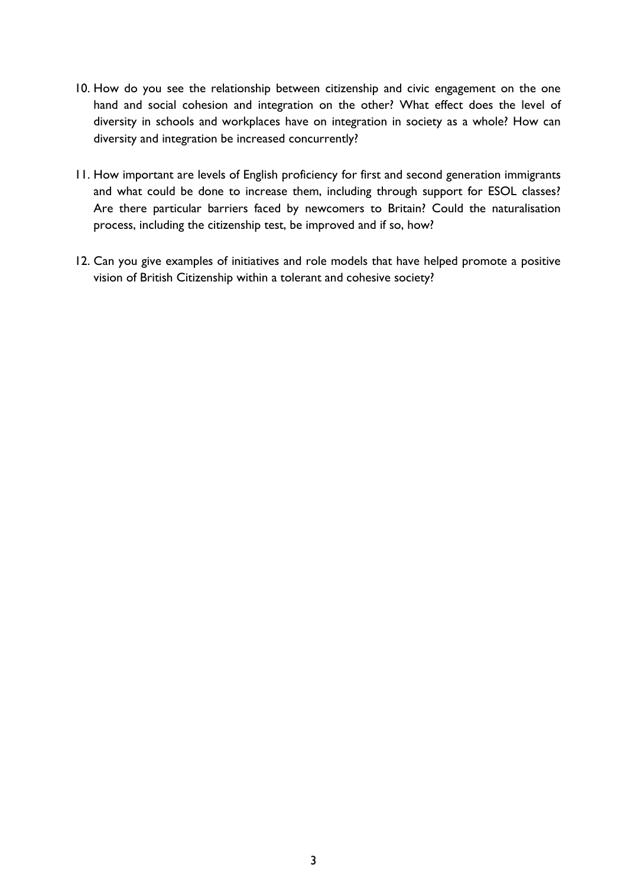10. How do you see the relationship between citizenship and civic engagement on the one hand and social cohesion and integration on the other? What effect does the level of diversity in schools and workplaces have on integration in society as a whole? How can diversity and integration be increased concurrently?

11. How important are levels of English proficiency for first and second generation immigrants and what could be done to increase them, including through support for ESOL classes? Are there particular barriers faced by newcomers to Britain? Could the naturalisation process, including the citizenship test, be improved and if so, how?

12. Can you give examples of initiatives and role models that have helped promote a positive vision of British Citizenship within a tolerant and cohesive society?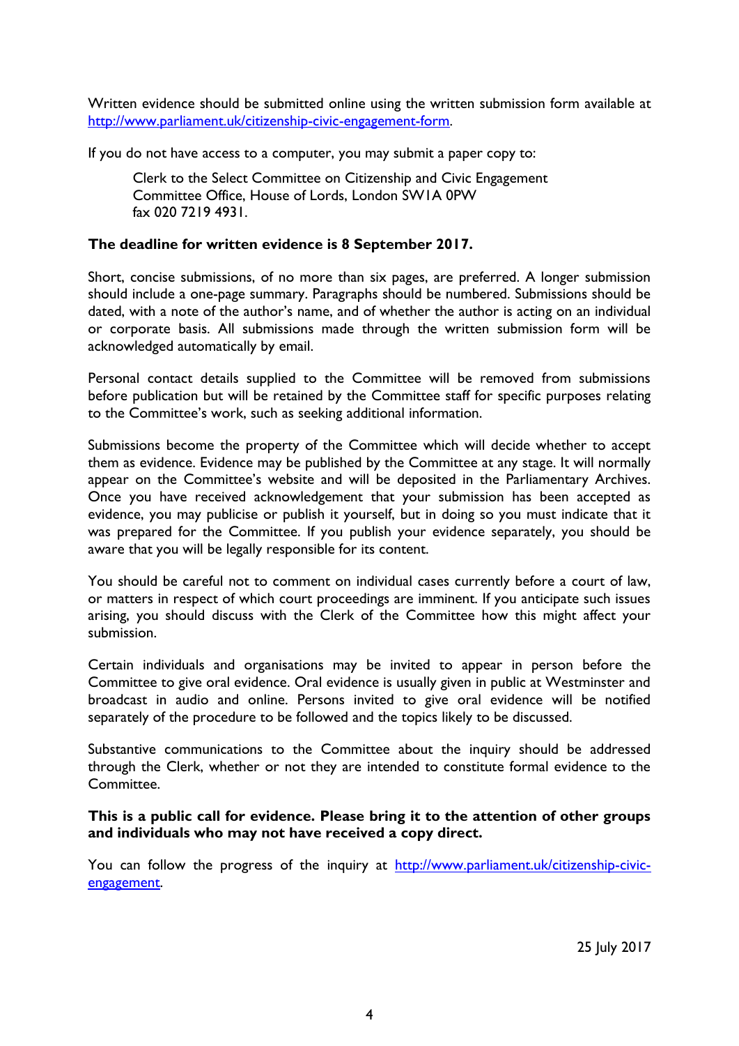Written evidence should be submitted online using the written submission form available at [http://www.parliament.uk/citizenship-civic-engagement-form](http://www.parliament.uk/citizenship-civic-engagement-form).

If you do not have access to a computer, you may submit a paper copy to:

> Clerk to the Select Committee on Citizenship and Civic Engagement
> Committee Office, House of Lords, London SW1A 0PW
> fax 020 7219 4931.

**The deadline for written evidence is 8 September 2017.**

Short, concise submissions, of no more than six pages, are preferred. A longer submission should include a one-page summary. Paragraphs should be numbered. Submissions should be dated, with a note of the author's name, and of whether the author is acting on an individual or corporate basis. All submissions made through the written submission form will be acknowledged automatically by email.

Personal contact details supplied to the Committee will be removed from submissions before publication but will be retained by the Committee staff for specific purposes relating to the Committee's work, such as seeking additional information.

Submissions become the property of the Committee which will decide whether to accept them as evidence. Evidence may be published by the Committee at any stage. It will normally appear on the Committee's website and will be deposited in the Parliamentary Archives. Once you have received acknowledgement that your submission has been accepted as evidence, you may publicise or publish it yourself, but in doing so you must indicate that it was prepared for the Committee. If you publish your evidence separately, you should be aware that you will be legally responsible for its content.

You should be careful not to comment on individual cases currently before a court of law, or matters in respect of which court proceedings are imminent. If you anticipate such issues arising, you should discuss with the Clerk of the Committee how this might affect your submission.

Certain individuals and organisations may be invited to appear in person before the Committee to give oral evidence. Oral evidence is usually given in public at Westminster and broadcast in audio and online. Persons invited to give oral evidence will be notified separately of the procedure to be followed and the topics likely to be discussed.

Substantive communications to the Committee about the inquiry should be addressed through the Clerk, whether or not they are intended to constitute formal evidence to the Committee.

**This is a public call for evidence. Please bring it to the attention of other groups and individuals who may not have received a copy direct.**

You can follow the progress of the inquiry at [http://www.parliament.uk/citizenship-civic-engagement](http://www.parliament.uk/citizenship-civic-engagement).

25 July 2017